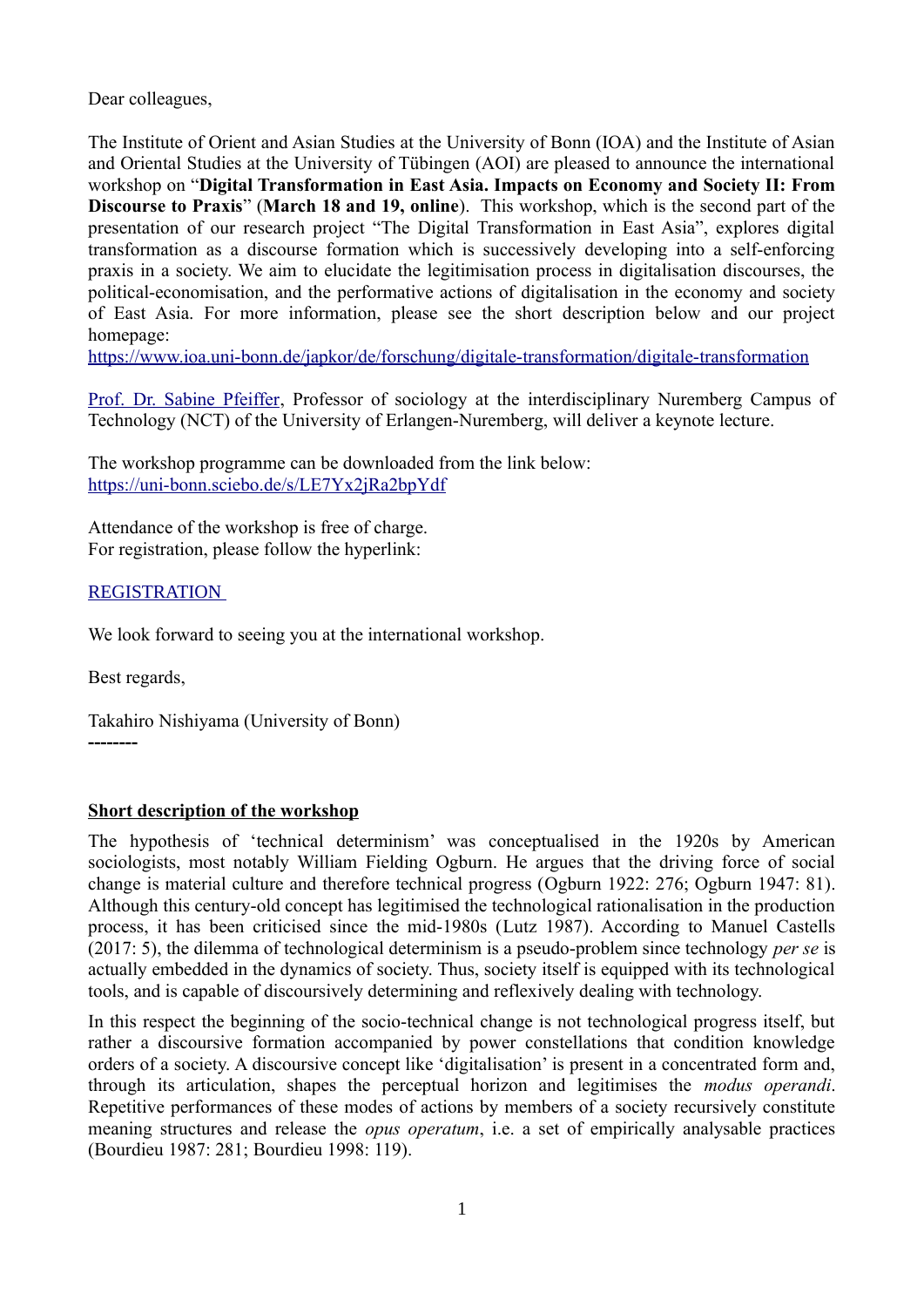Dear colleagues,

The Institute of Orient and Asian Studies at the University of Bonn (IOA) and the Institute of Asian and Oriental Studies at the University of Tübingen (AOI) are pleased to announce the international workshop on "**Digital Transformation in East Asia. Impacts on Economy and Society II: From Discourse to Praxis**" (**March 18 and 19, online**). This workshop, which is the second part of the presentation of our research project "The Digital Transformation in East Asia", explores digital transformation as a discourse formation which is successively developing into a self-enforcing praxis in a society. We aim to elucidate the legitimisation process in digitalisation discourses, the political-economisation, and the performative actions of digitalisation in the economy and society of East Asia. For more information, please see the short description below and our project homepage:
https://www.ioa.uni-bonn.de/japkor/de/forschung/digitale-transformation/digitale-transformation

Prof. Dr. Sabine Pfeiffer, Professor of sociology at the interdisciplinary Nuremberg Campus of Technology (NCT) of the University of Erlangen-Nuremberg, will deliver a keynote lecture.

The workshop programme can be downloaded from the link below:
https://uni-bonn.sciebo.de/s/LE7Yx2jRa2bpYdf

Attendance of the workshop is free of charge.
For registration, please follow the hyperlink:

REGISTRATION

We look forward to seeing you at the international workshop.

Best regards,

Takahiro Nishiyama (University of Bonn)
--------

## Short description of the workshop

The hypothesis of 'technical determinism' was conceptualised in the 1920s by American sociologists, most notably William Fielding Ogburn. He argues that the driving force of social change is material culture and therefore technical progress (Ogburn 1922: 276; Ogburn 1947: 81). Although this century-old concept has legitimised the technological rationalisation in the production process, it has been criticised since the mid-1980s (Lutz 1987). According to Manuel Castells (2017: 5), the dilemma of technological determinism is a pseudo-problem since technology *per se* is actually embedded in the dynamics of society. Thus, society itself is equipped with its technological tools, and is capable of discursively determining and reflexively dealing with technology.

In this respect the beginning of the socio-technical change is not technological progress itself, but rather a discursive formation accompanied by power constellations that condition knowledge orders of a society. A discursive concept like 'digitalisation' is present in a concentrated form and, through its articulation, shapes the perceptual horizon and legitimises the *modus operandi*. Repetitive performances of these modes of actions by members of a society recursively constitute meaning structures and release the *opus operatum*, i.e. a set of empirically analysable practices (Bourdieu 1987: 281; Bourdieu 1998: 119).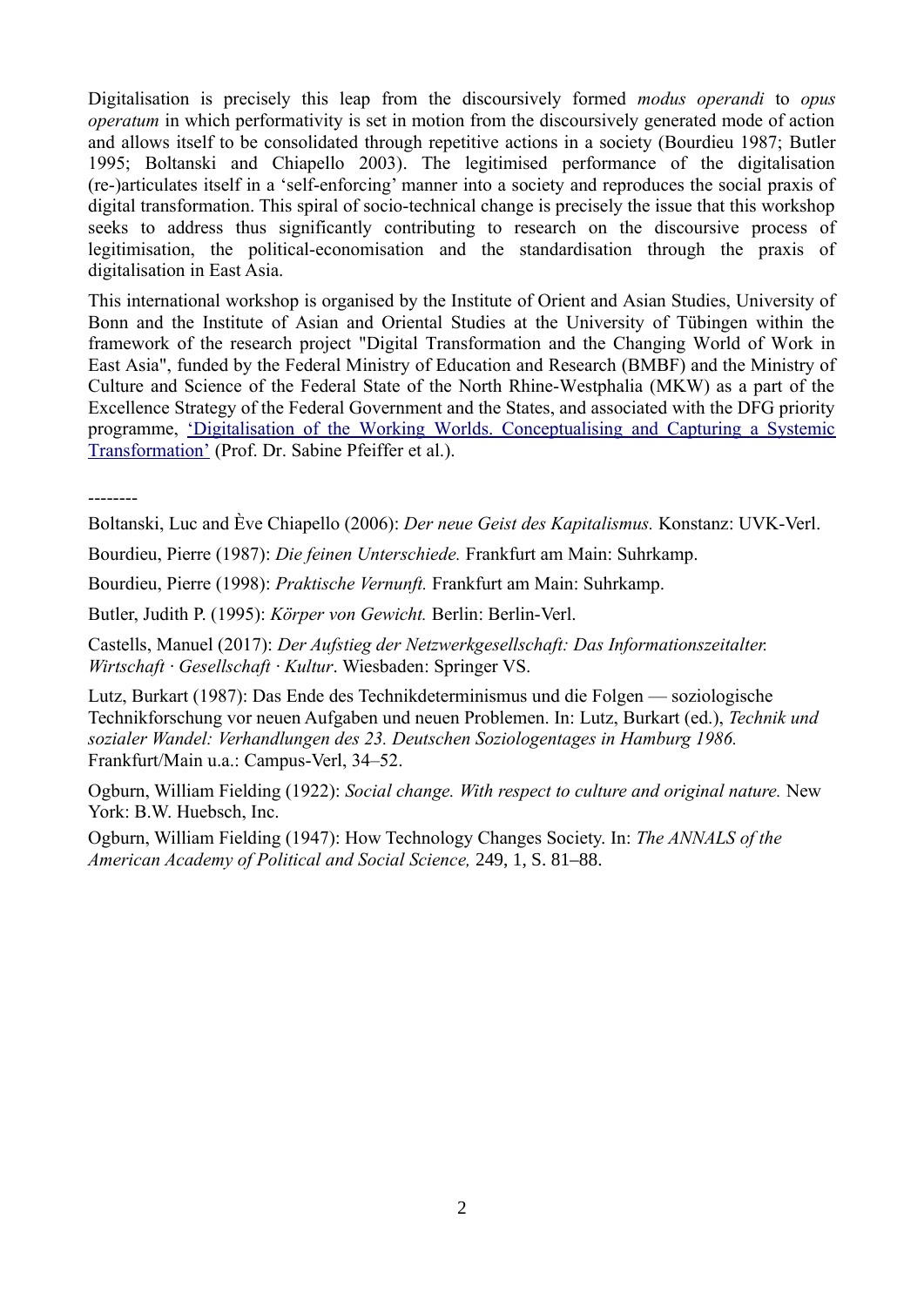Digitalisation is precisely this leap from the discoursively formed *modus operandi* to *opus operatum* in which performativity is set in motion from the discoursively generated mode of action and allows itself to be consolidated through repetitive actions in a society (Bourdieu 1987; Butler 1995; Boltanski and Chiapello 2003). The legitimised performance of the digitalisation (re-)articulates itself in a 'self-enforcing' manner into a society and reproduces the social praxis of digital transformation. This spiral of socio-technical change is precisely the issue that this workshop seeks to address thus significantly contributing to research on the discoursive process of legitimisation, the political-economisation and the standardisation through the praxis of digitalisation in East Asia.

This international workshop is organised by the Institute of Orient and Asian Studies, University of Bonn and the Institute of Asian and Oriental Studies at the University of Tübingen within the framework of the research project "Digital Transformation and the Changing World of Work in East Asia", funded by the Federal Ministry of Education and Research (BMBF) and the Ministry of Culture and Science of the Federal State of the North Rhine-Westphalia (MKW) as a part of the Excellence Strategy of the Federal Government and the States, and associated with the DFG priority programme, 'Digitalisation of the Working Worlds. Conceptualising and Capturing a Systemic Transformation' (Prof. Dr. Sabine Pfeiffer et al.).

--------

Boltanski, Luc and Ève Chiapello (2006): *Der neue Geist des Kapitalismus.* Konstanz: UVK-Verl.

Bourdieu, Pierre (1987): *Die feinen Unterschiede.* Frankfurt am Main: Suhrkamp.

Bourdieu, Pierre (1998): *Praktische Vernunft.* Frankfurt am Main: Suhrkamp.

Butler, Judith P. (1995): *Körper von Gewicht.* Berlin: Berlin-Verl.

Castells, Manuel (2017): *Der Aufstieg der Netzwerkgesellschaft: Das Informationszeitalter. Wirtschaft · Gesellschaft · Kultur*. Wiesbaden: Springer VS.

Lutz, Burkart (1987): Das Ende des Technikdeterminismus und die Folgen — soziologische Technikforschung vor neuen Aufgaben und neuen Problemen. In: Lutz, Burkart (ed.), *Technik und sozialer Wandel: Verhandlungen des 23. Deutschen Soziologentages in Hamburg 1986.* Frankfurt/Main u.a.: Campus-Verl, 34–52.

Ogburn, William Fielding (1922): *Social change. With respect to culture and original nature.* New York: B.W. Huebsch, Inc.

Ogburn, William Fielding (1947): How Technology Changes Society. In: *The ANNALS of the American Academy of Political and Social Science,* 249, 1, S. 81–88.